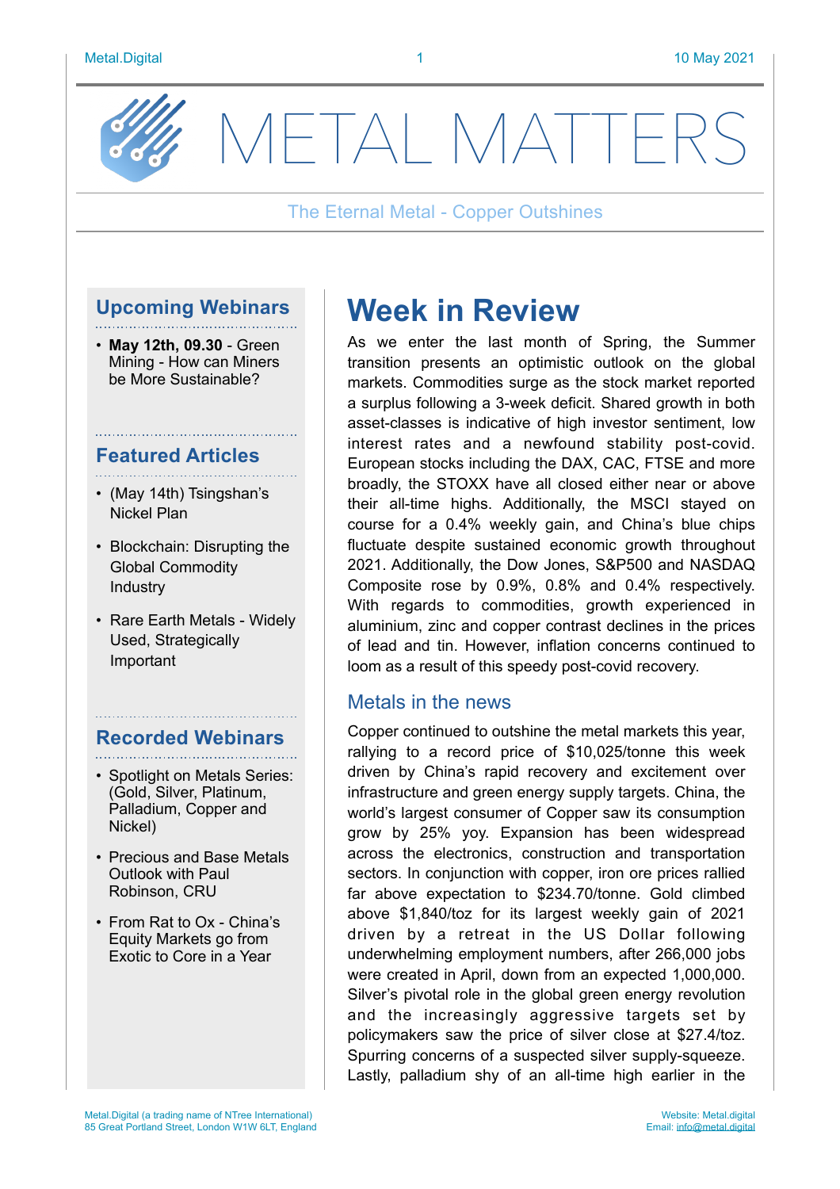# METAL MATTERS

The Eternal Metal - Copper Outshines

## Upcoming Webinars

- **May 12th, 09.30** - Green Mining - How can Miners be More Sustainable?

## Featured Articles

- (May 14th) Tsingshan's Nickel Plan
- Blockchain: Disrupting the Global Commodity Industry
- Rare Earth Metals - Widely Used, Strategically Important

## Recorded Webinars

- Spotlight on Metals Series: (Gold, Silver, Platinum, Palladium, Copper and Nickel)
- Precious and Base Metals Outlook with Paul Robinson, CRU
- From Rat to Ox - China's Equity Markets go from Exotic to Core in a Year

# Week in Review

As we enter the last month of Spring, the Summer transition presents an optimistic outlook on the global markets. Commodities surge as the stock market reported a surplus following a 3-week deficit. Shared growth in both asset-classes is indicative of high investor sentiment, low interest rates and a newfound stability post-covid. European stocks including the DAX, CAC, FTSE and more broadly, the STOXX have all closed either near or above their all-time highs. Additionally, the MSCI stayed on course for a 0.4% weekly gain, and China's blue chips fluctuate despite sustained economic growth throughout 2021. Additionally, the Dow Jones, S&P500 and NASDAQ Composite rose by 0.9%, 0.8% and 0.4% respectively. With regards to commodities, growth experienced in aluminium, zinc and copper contrast declines in the prices of lead and tin. However, inflation concerns continued to loom as a result of this speedy post-covid recovery.

## Metals in the news

Copper continued to outshine the metal markets this year, rallying to a record price of $10,025/tonne this week driven by China's rapid recovery and excitement over infrastructure and green energy supply targets. China, the world's largest consumer of Copper saw its consumption grow by 25% yoy. Expansion has been widespread across the electronics, construction and transportation sectors. In conjunction with copper, iron ore prices rallied far above expectation to $234.70/tonne. Gold climbed above $1,840/toz for its largest weekly gain of 2021 driven by a retreat in the US Dollar following underwhelming employment numbers, after 266,000 jobs were created in April, down from an expected 1,000,000. Silver's pivotal role in the global green energy revolution and the increasingly aggressive targets set by policymakers saw the price of silver close at $27.4/toz. Spurring concerns of a suspected silver supply-squeeze. Lastly, palladium shy of an all-time high earlier in the

Metal.Digital (a trading name of NTree International)
85 Great Portland Street, London W1W 6LT, England

Website: Metal.digital
Email: info@metal.digital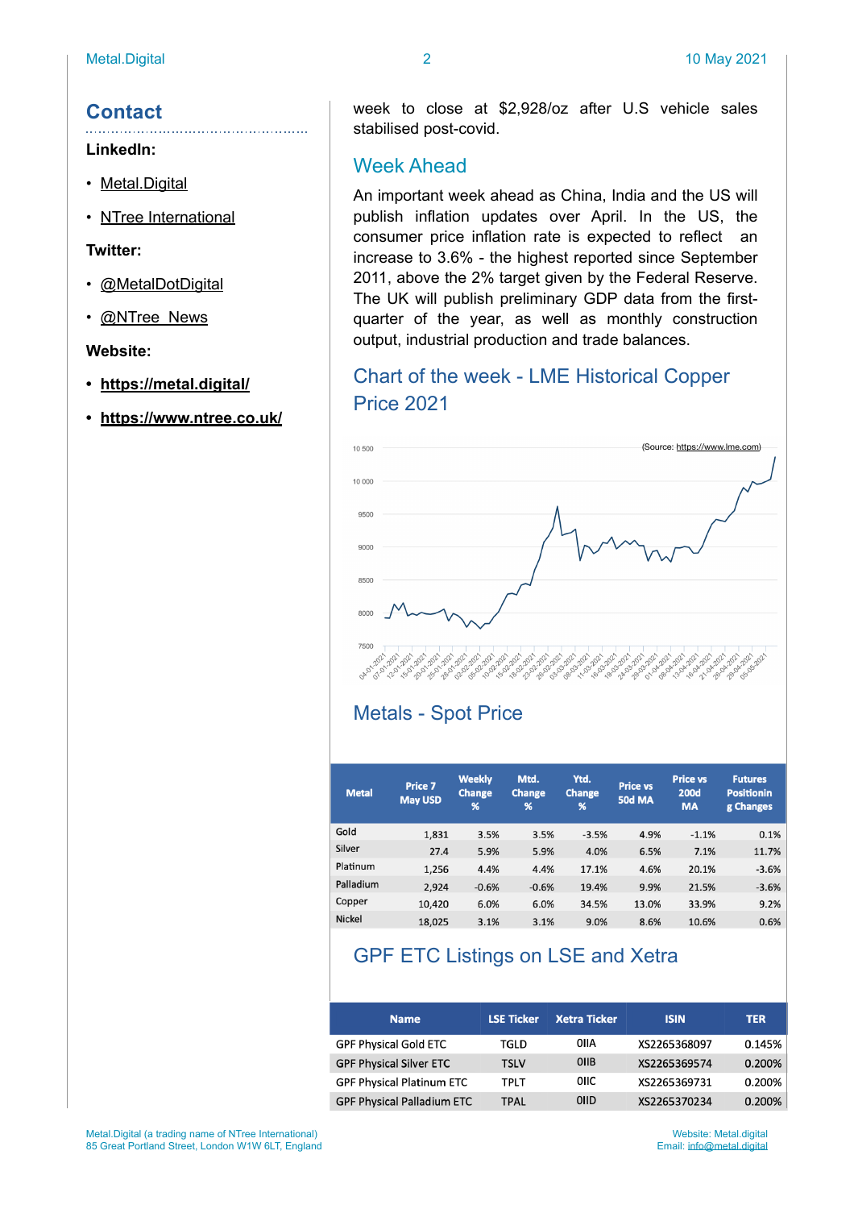## Contact

**LinkedIn:**

- Metal.Digital
- NTree International

**Twitter:**

- @MetalDotDigital
- @NTree_News

**Website:**

- **https://metal.digital/**
- **https://www.ntree.co.uk/**

week to close at $2,928/oz after U.S vehicle sales stabilised post-covid.

## Week Ahead

An important week ahead as China, India and the US will publish inflation updates over April. In the US, the consumer price inflation rate is expected to reflect an increase to 3.6% - the highest reported since September 2011, above the 2% target given by the Federal Reserve. The UK will publish preliminary GDP data from the first-quarter of the year, as well as monthly construction output, industrial production and trade balances.

## Chart of the week - LME Historical Copper Price 2021

(Source: https://www.lme.com)

## Metals - Spot Price

| Metal | Price 7 May USD | Weekly Change % | Mtd. Change % | Ytd. Change % | Price vs 50d MA | Price vs 200d MA | Futures Positioning Changes |
|---|---|---|---|---|---|---|---|
| Gold | 1,831 | 3.5% | 3.5% | -3.5% | 4.9% | -1.1% | 0.1% |
| Silver | 27.4 | 5.9% | 5.9% | 4.0% | 6.5% | 7.1% | 11.7% |
| Platinum | 1,256 | 4.4% | 4.4% | 17.1% | 4.6% | 20.1% | -3.6% |
| Palladium | 2,924 | -0.6% | -0.6% | 19.4% | 9.9% | 21.5% | -3.6% |
| Copper | 10,420 | 6.0% | 6.0% | 34.5% | 13.0% | 33.9% | 9.2% |
| Nickel | 18,025 | 3.1% | 3.1% | 9.0% | 8.6% | 10.6% | 0.6% |

## GPF ETC Listings on LSE and Xetra

| Name | LSE Ticker | Xetra Ticker | ISIN | TER |
|---|---|---|---|---|
| GPF Physical Gold ETC | TGLD | 0IIA | XS2265368097 | 0.145% |
| GPF Physical Silver ETC | TSLV | 0IIB | XS2265369574 | 0.200% |
| GPF Physical Platinum ETC | TPLT | 0IIC | XS2265369731 | 0.200% |
| GPF Physical Palladium ETC | TPAL | 0IID | XS2265370234 | 0.200% |

Metal.Digital (a trading name of NTree International)
85 Great Portland Street, London W1W 6LT, England

Website: Metal.digital
Email: info@metal.digital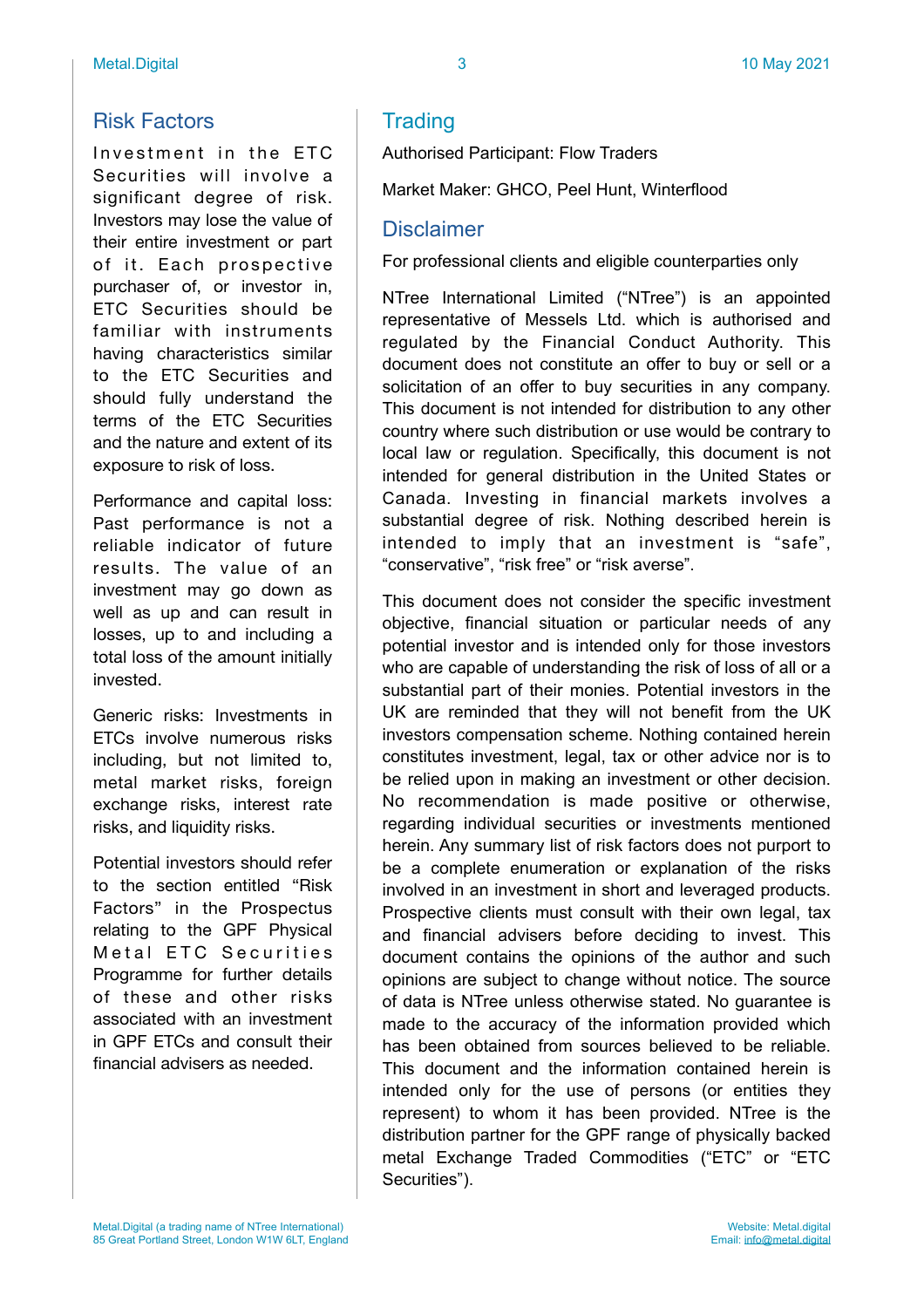## Risk Factors

Investment in the ETC Securities will involve a significant degree of risk. Investors may lose the value of their entire investment or part of it. Each prospective purchaser of, or investor in, ETC Securities should be familiar with instruments having characteristics similar to the ETC Securities and should fully understand the terms of the ETC Securities and the nature and extent of its exposure to risk of loss.

Performance and capital loss: Past performance is not a reliable indicator of future results. The value of an investment may go down as well as up and can result in losses, up to and including a total loss of the amount initially invested.

Generic risks: Investments in ETCs involve numerous risks including, but not limited to, metal market risks, foreign exchange risks, interest rate risks, and liquidity risks.

Potential investors should refer to the section entitled "Risk Factors" in the Prospectus relating to the GPF Physical Metal ETC Securities Programme for further details of these and other risks associated with an investment in GPF ETCs and consult their financial advisers as needed.

## Trading

Authorised Participant: Flow Traders

Market Maker: GHCO, Peel Hunt, Winterflood

## Disclaimer

For professional clients and eligible counterparties only

NTree International Limited ("NTree") is an appointed representative of Messels Ltd. which is authorised and regulated by the Financial Conduct Authority. This document does not constitute an offer to buy or sell or a solicitation of an offer to buy securities in any company. This document is not intended for distribution to any other country where such distribution or use would be contrary to local law or regulation. Specifically, this document is not intended for general distribution in the United States or Canada. Investing in financial markets involves a substantial degree of risk. Nothing described herein is intended to imply that an investment is "safe", "conservative", "risk free" or "risk averse".

This document does not consider the specific investment objective, financial situation or particular needs of any potential investor and is intended only for those investors who are capable of understanding the risk of loss of all or a substantial part of their monies. Potential investors in the UK are reminded that they will not benefit from the UK investors compensation scheme. Nothing contained herein constitutes investment, legal, tax or other advice nor is to be relied upon in making an investment or other decision. No recommendation is made positive or otherwise, regarding individual securities or investments mentioned herein. Any summary list of risk factors does not purport to be a complete enumeration or explanation of the risks involved in an investment in short and leveraged products. Prospective clients must consult with their own legal, tax and financial advisers before deciding to invest. This document contains the opinions of the author and such opinions are subject to change without notice. The source of data is NTree unless otherwise stated. No guarantee is made to the accuracy of the information provided which has been obtained from sources believed to be reliable. This document and the information contained herein is intended only for the use of persons (or entities they represent) to whom it has been provided. NTree is the distribution partner for the GPF range of physically backed metal Exchange Traded Commodities ("ETC" or "ETC Securities").